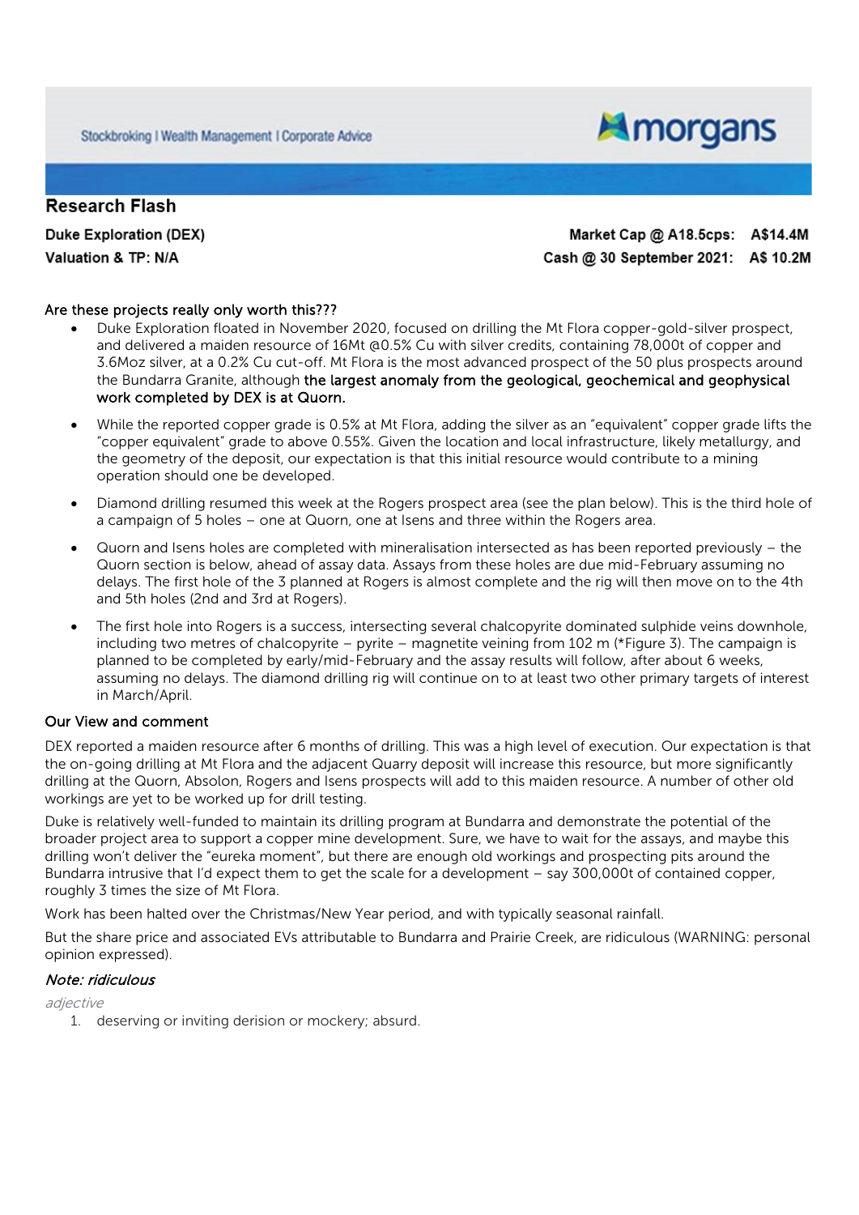Stockbroking | Wealth Management | Corporate Advice

morgans

## Research Flash

**Duke Exploration (DEX)** **Market Cap @ A18.5cps: A$14.4M**

**Valuation & TP: N/A** **Cash @ 30 September 2021: A$ 10.2M**

Are these projects really only worth this???

- Duke Exploration floated in November 2020, focused on drilling the Mt Flora copper-gold-silver prospect, and delivered a maiden resource of 16Mt @0.5% Cu with silver credits, containing 78,000t of copper and 3.6Moz silver, at a 0.2% Cu cut-off. Mt Flora is the most advanced prospect of the 50 plus prospects around the Bundarra Granite, although **the largest anomaly from the geological, geochemical and geophysical work completed by DEX is at Quorn.**
- While the reported copper grade is 0.5% at Mt Flora, adding the silver as an "equivalent" copper grade lifts the "copper equivalent" grade to above 0.55%. Given the location and local infrastructure, likely metallurgy, and the geometry of the deposit, our expectation is that this initial resource would contribute to a mining operation should one be developed.
- Diamond drilling resumed this week at the Rogers prospect area (see the plan below). This is the third hole of a campaign of 5 holes – one at Quorn, one at Isens and three within the Rogers area.
- Quorn and Isens holes are completed with mineralisation intersected as has been reported previously – the Quorn section is below, ahead of assay data. Assays from these holes are due mid-February assuming no delays. The first hole of the 3 planned at Rogers is almost complete and the rig will then move on to the 4th and 5th holes (2nd and 3rd at Rogers).
- The first hole into Rogers is a success, intersecting several chalcopyrite dominated sulphide veins downhole, including two metres of chalcopyrite – pyrite – magnetite veining from 102 m (*Figure 3). The campaign is planned to be completed by early/mid-February and the assay results will follow, after about 6 weeks, assuming no delays. The diamond drilling rig will continue on to at least two other primary targets of interest in March/April.

### Our View and comment

DEX reported a maiden resource after 6 months of drilling. This was a high level of execution. Our expectation is that the on-going drilling at Mt Flora and the adjacent Quarry deposit will increase this resource, but more significantly drilling at the Quorn, Absolon, Rogers and Isens prospects will add to this maiden resource. A number of other old workings are yet to be worked up for drill testing.

Duke is relatively well-funded to maintain its drilling program at Bundarra and demonstrate the potential of the broader project area to support a copper mine development. Sure, we have to wait for the assays, and maybe this drilling won't deliver the "eureka moment", but there are enough old workings and prospecting pits around the Bundarra intrusive that I'd expect them to get the scale for a development – say 300,000t of contained copper, roughly 3 times the size of Mt Flora.

Work has been halted over the Christmas/New Year period, and with typically seasonal rainfall.

But the share price and associated EVs attributable to Bundarra and Prairie Creek, are ridiculous (WARNING: personal opinion expressed).

***Note: ridiculous***

*adjective*

1. deserving or inviting derision or mockery; absurd.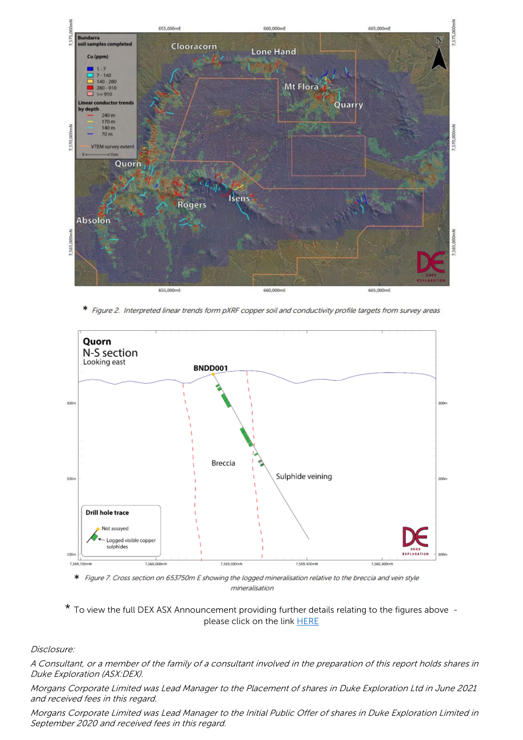Bundarra
soil samples completed

Cu (ppm)
1 - 7
7 - 140
140 - 280
280 - 910
>= 910

Linear conductor trends by depth
240 m
170 m
140 m
70 m

VTEM survey extent

655,000mE
660,000mE
665,000mE
7,575,000mN
7,570,000mN
7,565,000mN

Clooracorn
Lone Hand
Mt Flora
Quarry
Quorn
Isens
Rogers
Absolon

\* *Figure 2. Interpreted linear trends form pXRF copper soil and conductivity profile targets from survey areas*

Quorn
N-S section
Looking east

BNDD001
Breccia
Sulphide veining

300m
200m
100m
7,569,700mN
7,569,600mN
7,569,500mN
7,569,400mN
7,569,300mN

Drill hole trace
Not assayed
Logged visible copper sulphides

\* *Figure 7. Cross section on 653750m E showing the logged mineralisation relative to the breccia and vein style mineralisation*

\* To view the full DEX ASX Announcement providing further details relating to the figures above - please click on the link HERE

*Disclosure:*

*A Consultant, or a member of the family of a consultant involved in the preparation of this report holds shares in Duke Exploration (ASX:DEX).*

*Morgans Corporate Limited was Lead Manager to the Placement of shares in Duke Exploration Ltd in June 2021 and received fees in this regard.*

*Morgans Corporate Limited was Lead Manager to the Initial Public Offer of shares in Duke Exploration Limited in September 2020 and received fees in this regard.*